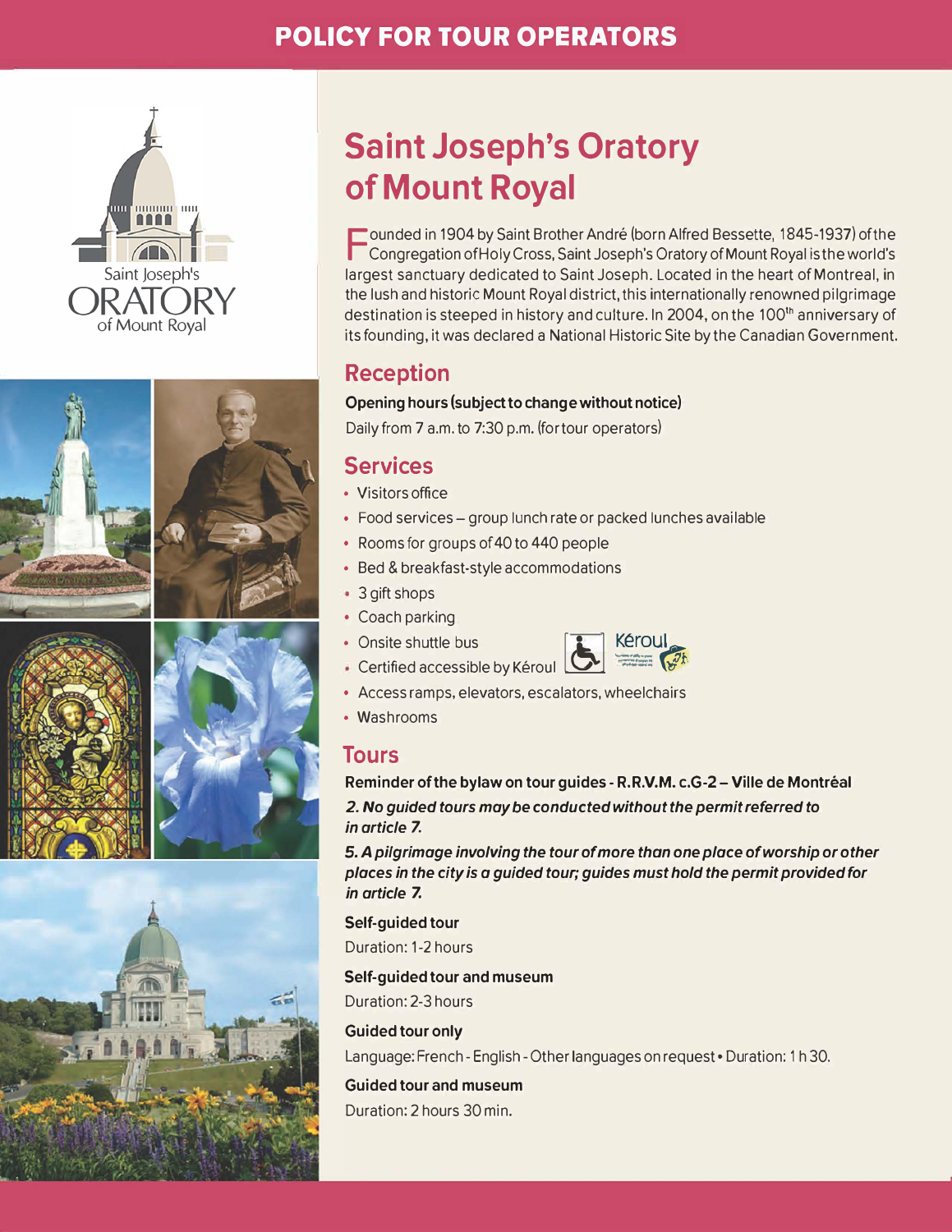# POLICY FOR TOUR OPERATORS

## Saint Joseph's Oratory of Mount Royal

Founded in 1904 by Saint Brother André (born Alfred Bessette, 1845-1937) of the Congregation of Holy Cross, Saint Joseph's Oratory of Mount Royal is the world's largest sanctuary dedicated to Saint Joseph. Located in the heart of Montreal, in the lush and historic Mount Royal district, this internationally renowned pilgrimage destination is steeped in history and culture. In 2004, on the 100th anniversary of its founding, it was declared a National Historic Site by the Canadian Government.

### Reception

**Opening hours (subject to change without notice)**

Daily from 7 a.m. to 7:30 p.m. (for tour operators)

### Services

- Visitors office
- Food services – group lunch rate or packed lunches available
- Rooms for groups of 40 to 440 people
- Bed & breakfast-style accommodations
- 3 gift shops
- Coach parking
- Onsite shuttle bus
- Certified accessible by Kéroul
- Access ramps, elevators, escalators, wheelchairs
- Washrooms

### Tours

**Reminder of the bylaw on tour guides - R.R.V.M. c.G-2 – Ville de Montréal**

***2. No guided tours may be conducted without the permit referred to in article 7.***

***5. A pilgrimage involving the tour of more than one place of worship or other places in the city is a guided tour; guides must hold the permit provided for in article 7.***

**Self-guided tour**

Duration: 1-2 hours

**Self-guided tour and museum**

Duration: 2-3 hours

**Guided tour only**

Language: French - English - Other languages on request • Duration: 1 h 30.

**Guided tour and museum**

Duration: 2 hours 30 min.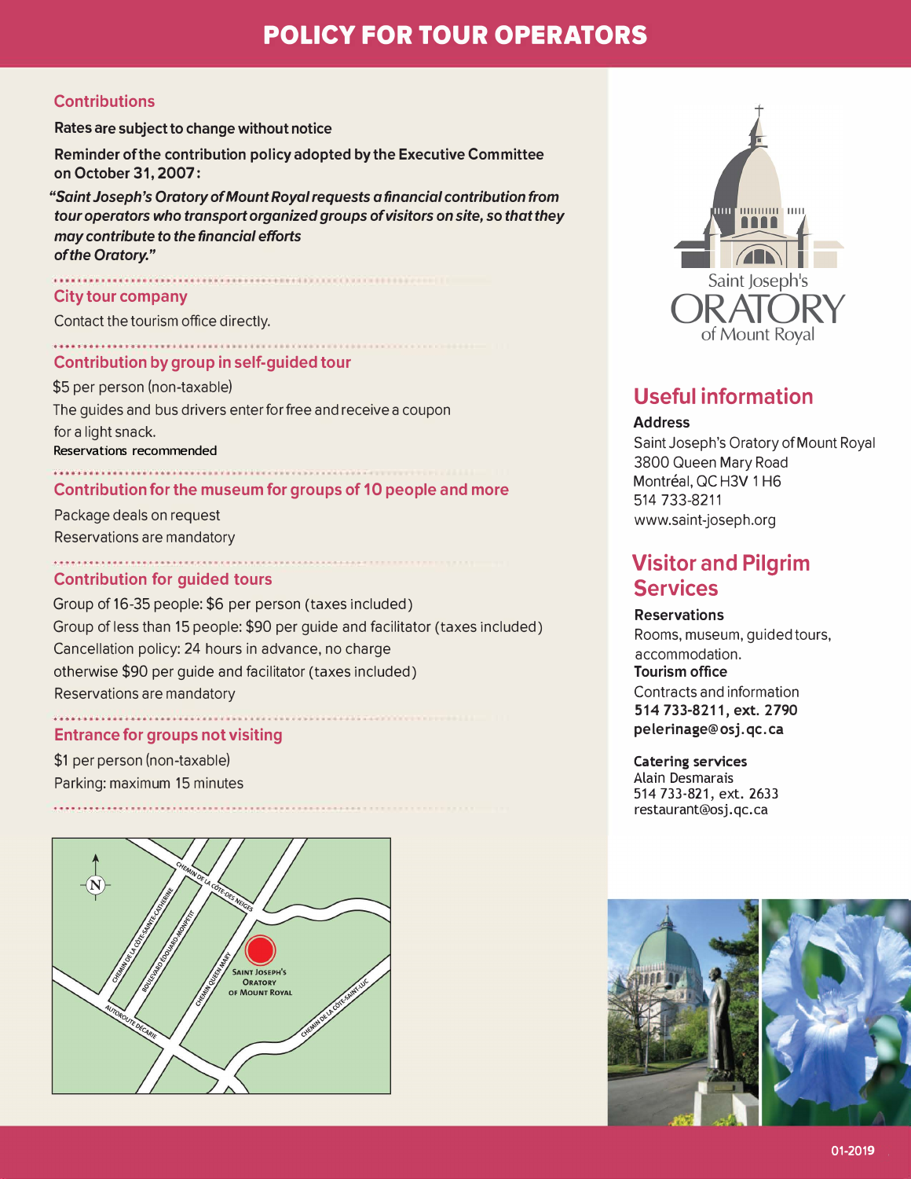# POLICY FOR TOUR OPERATORS

## Contributions

**Rates are subject to change without notice**

**Reminder of the contribution policy adopted by the Executive Committee on October 31, 2007:**

***"Saint Joseph's Oratory of Mount Royal requests a financial contribution from tour operators who transport organized groups of visitors on site, so that they may contribute to the financial efforts of the Oratory."***

## City tour company

Contact the tourism office directly.

## Contribution by group in self-guided tour

$5 per person (non-taxable)

The guides and bus drivers enter for free and receive a coupon for a light snack.

Reservations recommended

## Contribution for the museum for groups of 10 people and more

Package deals on request

Reservations are mandatory

## Contribution for guided tours

Group of 16-35 people: $6 per person (taxes included)

Group of less than 15 people: $90 per guide and facilitator (taxes included)

Cancellation policy: 24 hours in advance, no charge

otherwise $90 per guide and facilitator (taxes included)

Reservations are mandatory

## Entrance for groups not visiting

$1 per person (non-taxable)

Parking: maximum 15 minutes

N

Chemin de la Côte-des-Neiges

Chemin de la Côte-Sainte-Catherine

Boulevard Édouard-Montpetit

Chemin Queen Mary

Autoroute Décarie

Chemin de la Côte-Saint-Luc

Saint Joseph's Oratory of Mount Royal

Saint Joseph's ORATORY of Mount Royal

## Useful information

**Address**

Saint Joseph's Oratory of Mount Royal
3800 Queen Mary Road
Montréal, QC H3V 1 H6
514 733-8211
www.saint-joseph.org

## Visitor and Pilgrim Services

**Reservations**

Rooms, museum, guided tours, accommodation.

**Tourism office**

Contracts and information

**514 733-8211, ext. 2790**

**pelerinage@osj.qc.ca**

**Catering services**

Alain Desmarais
514 733-821, ext. 2633
restaurant@osj.qc.ca

01-2019